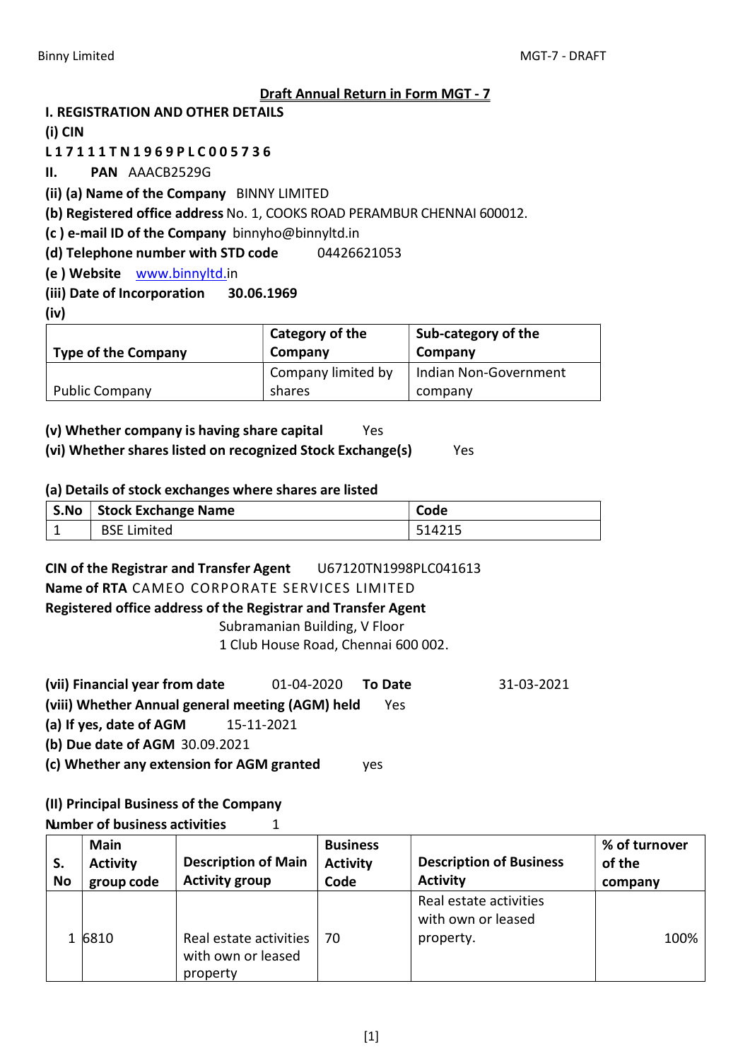## Draft Annual Return in Form MGT - 7

### I. REGISTRATION AND OTHER DETAILS

**(i) CIN**

**L 1 7 1 1 1 T N 1 9 6 9 P L C 0 0 5 7 3 6**

**II. PAN** AAACB2529G

**(ii) (a) Name of the Company** BINNY LIMITED

**(b) Registered office address** No. 1, COOKS ROAD PERAMBUR CHENNAI 600012.

**(c ) e-mail ID of the Company** binnyho@binnyltd.in

**(d) Telephone number with STD code** 04426621053

**(e ) Website** www.binnyltd.in

**(iii) Date of Incorporation** **30.06.1969**

**(iv)**

| Type of the Company | Category of the Company | Sub-category of the Company |
|---|---|---|
| Public Company | Company limited by shares | Indian Non-Government company |

**(v) Whether company is having share capital** Yes

**(vi) Whether shares listed on recognized Stock Exchange(s)** Yes

**(a) Details of stock exchanges where shares are listed**

| S.No | Stock Exchange Name | Code |
|---|---|---|
| 1 | BSE Limited | 514215 |

**CIN of the Registrar and Transfer Agent** U67120TN1998PLC041613

**Name of RTA** CAMEO CORPORATE SERVICES LIMITED

**Registered office address of the Registrar and Transfer Agent**

Subramanian Building, V Floor
1 Club House Road, Chennai 600 002.

**(vii) Financial year from date** 01-04-2020 **To Date** 31-03-2021

**(viii) Whether Annual general meeting (AGM) held** Yes

**(a) If yes, date of AGM** 15-11-2021

**(b) Due date of AGM** 30.09.2021

**(c) Whether any extension for AGM granted** yes

### (II) Principal Business of the Company

**Number of business activities** 1

| S. No | Main Activity group code | Description of Main Activity group | Business Activity Code | Description of Business Activity | % of turnover of the company |
|---|---|---|---|---|---|
| 1 | 6810 | Real estate activities with own or leased property | 70 | Real estate activities with own or leased property. | 100% |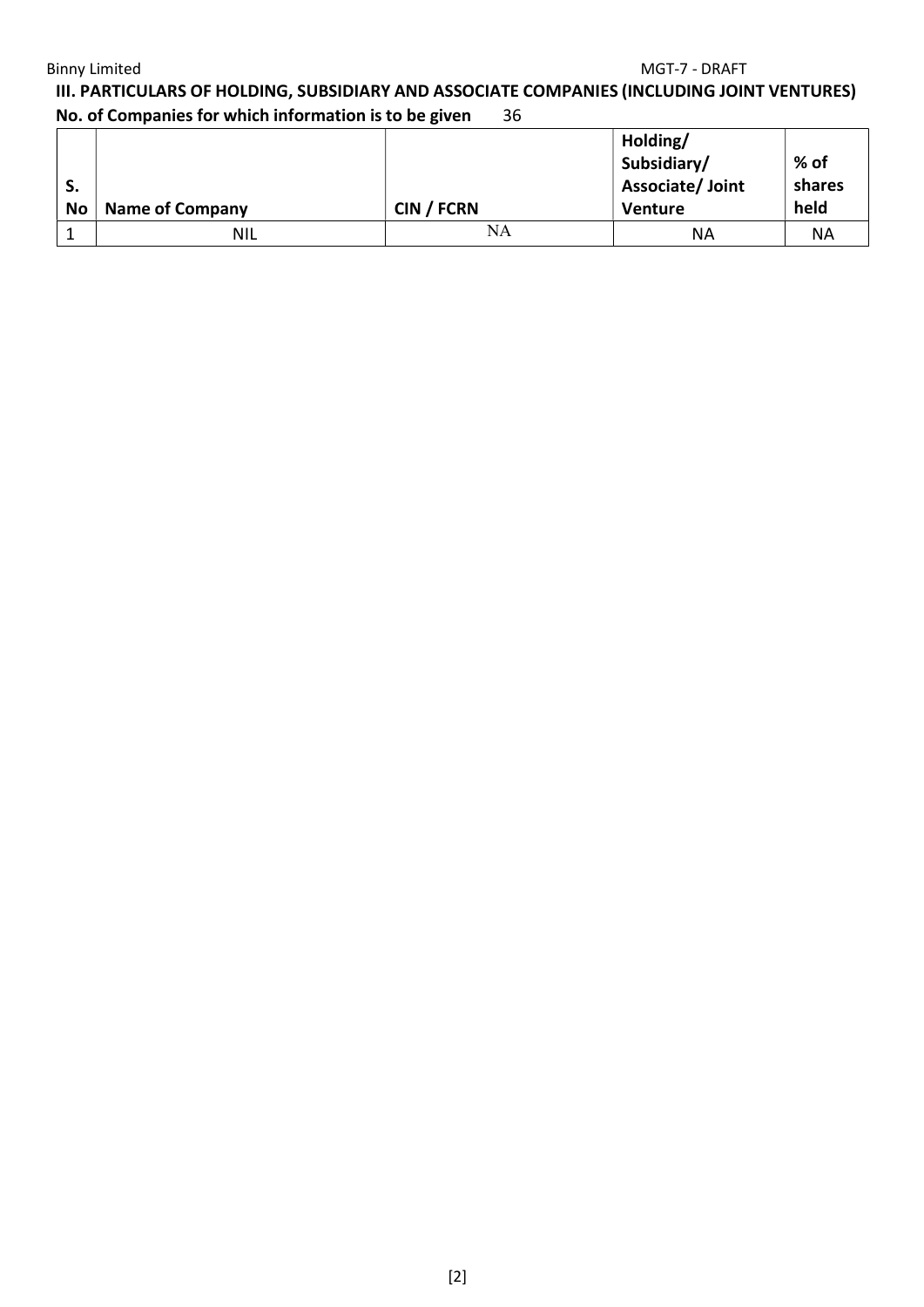## III. PARTICULARS OF HOLDING, SUBSIDIARY AND ASSOCIATE COMPANIES (INCLUDING JOINT VENTURES)

**No. of Companies for which information is to be given** 36

| S. No | Name of Company | CIN / FCRN | Holding/ Subsidiary/ Associate/ Joint Venture | % of shares held |
|---|---|---|---|---|
| 1 | NIL | NA | NA | NA |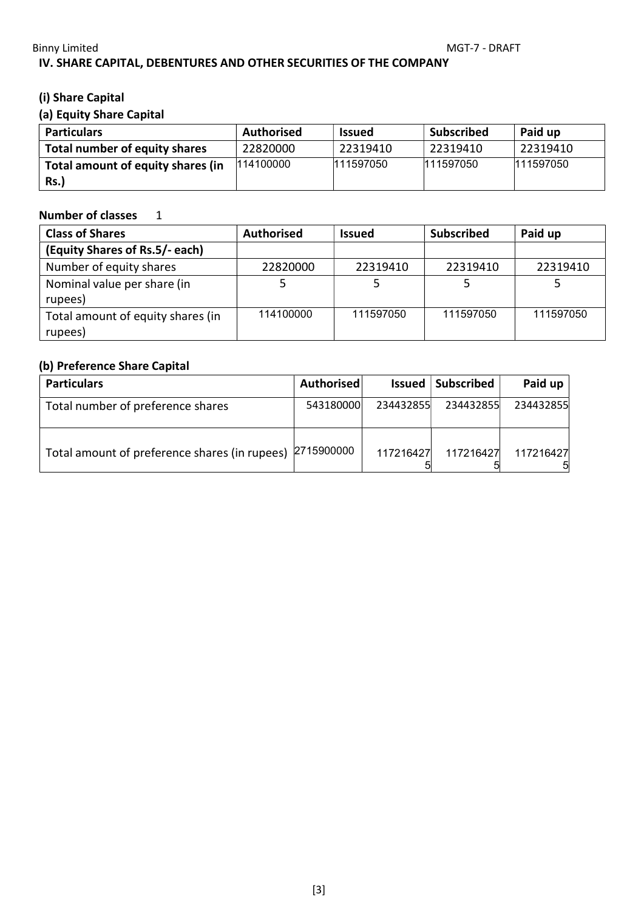## IV. SHARE CAPITAL, DEBENTURES AND OTHER SECURITIES OF THE COMPANY

### (i) Share Capital

#### (a) Equity Share Capital

| Particulars | Authorised | Issued | Subscribed | Paid up |
|---|---|---|---|---|
| **Total number of equity shares** | 22820000 | 22319410 | 22319410 | 22319410 |
| **Total amount of equity shares (in Rs.)** | 114100000 | 111597050 | 111597050 | 111597050 |

**Number of classes** 1

| Class of Shares | Authorised | Issued | Subscribed | Paid up |
|---|---|---|---|---|
| **(Equity Shares of Rs.5/- each)** | | | | |
| Number of equity shares | 22820000 | 22319410 | 22319410 | 22319410 |
| Nominal value per share (in rupees) | 5 | 5 | 5 | 5 |
| Total amount of equity shares (in rupees) | 114100000 | 111597050 | 111597050 | 111597050 |

#### (b) Preference Share Capital

| Particulars | Authorised | Issued | Subscribed | Paid up |
|---|---|---|---|---|
| Total number of preference shares | 543180000 | 234432855 | 234432855 | 234432855 |
| Total amount of preference shares (in rupees) | 2715900000 | 1172164275 | 1172164275 | 1172164275 |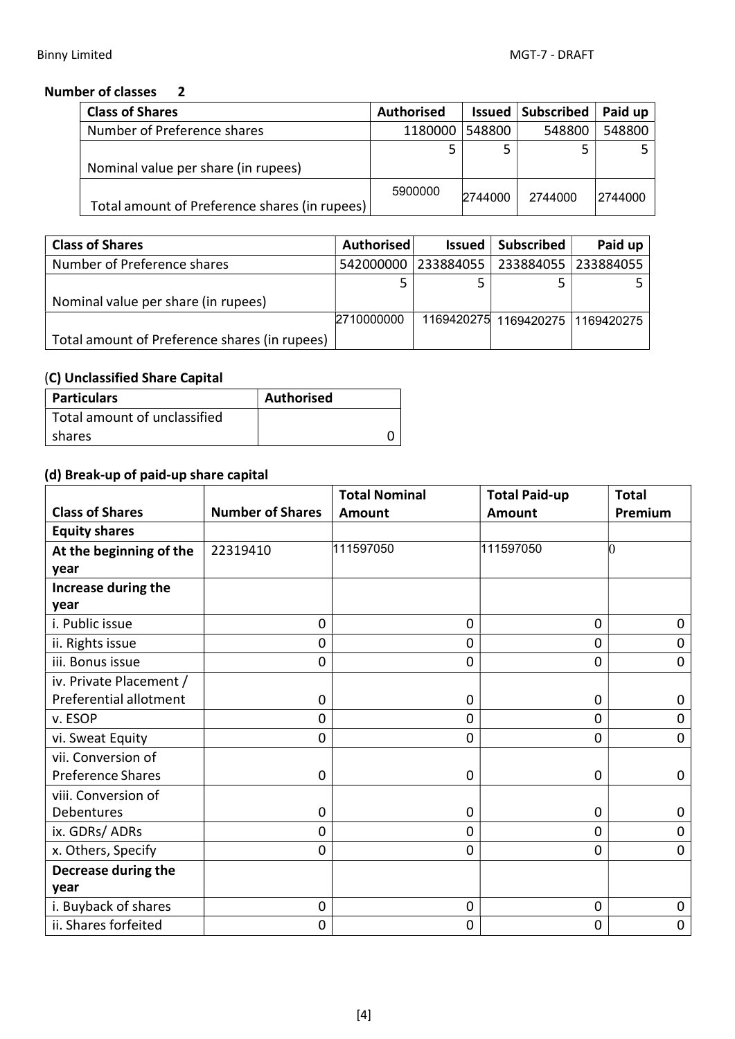**Number of classes 2**

| Class of Shares | Authorised | Issued | Subscribed | Paid up |
|---|---|---|---|---|
| Number of Preference shares | 1180000 | 548800 | 548800 | 548800 |
| Nominal value per share (in rupees) | 5 | 5 | 5 | 5 |
| Total amount of Preference shares (in rupees) | 5900000 | 2744000 | 2744000 | 2744000 |

| Class of Shares | Authorised | Issued | Subscribed | Paid up |
|---|---|---|---|---|
| Number of Preference shares | 542000000 | 233884055 | 233884055 | 233884055 |
| Nominal value per share (in rupees) | 5 | 5 | 5 | 5 |
| Total amount of Preference shares (in rupees) | 2710000000 | 1169420275 | 1169420275 | 1169420275 |

### (C) Unclassified Share Capital

| Particulars | Authorised |
|---|---|
| Total amount of unclassified shares | 0 |

### (d) Break-up of paid-up share capital

| Class of Shares | Number of Shares | Total Nominal Amount | Total Paid-up Amount | Total Premium |
|---|---|---|---|---|
| **Equity shares** | | | | |
| **At the beginning of the year** | 22319410 | 111597050 | 111597050 | 0 |
| **Increase during the year** | | | | |
| i. Public issue | 0 | 0 | 0 | 0 |
| ii. Rights issue | 0 | 0 | 0 | 0 |
| iii. Bonus issue | 0 | 0 | 0 | 0 |
| iv. Private Placement / Preferential allotment | 0 | 0 | 0 | 0 |
| v. ESOP | 0 | 0 | 0 | 0 |
| vi. Sweat Equity | 0 | 0 | 0 | 0 |
| vii. Conversion of Preference Shares | 0 | 0 | 0 | 0 |
| viii. Conversion of Debentures | 0 | 0 | 0 | 0 |
| ix. GDRs/ ADRs | 0 | 0 | 0 | 0 |
| x. Others, Specify | 0 | 0 | 0 | 0 |
| **Decrease during the year** | | | | |
| i. Buyback of shares | 0 | 0 | 0 | 0 |
| ii. Shares forfeited | 0 | 0 | 0 | 0 |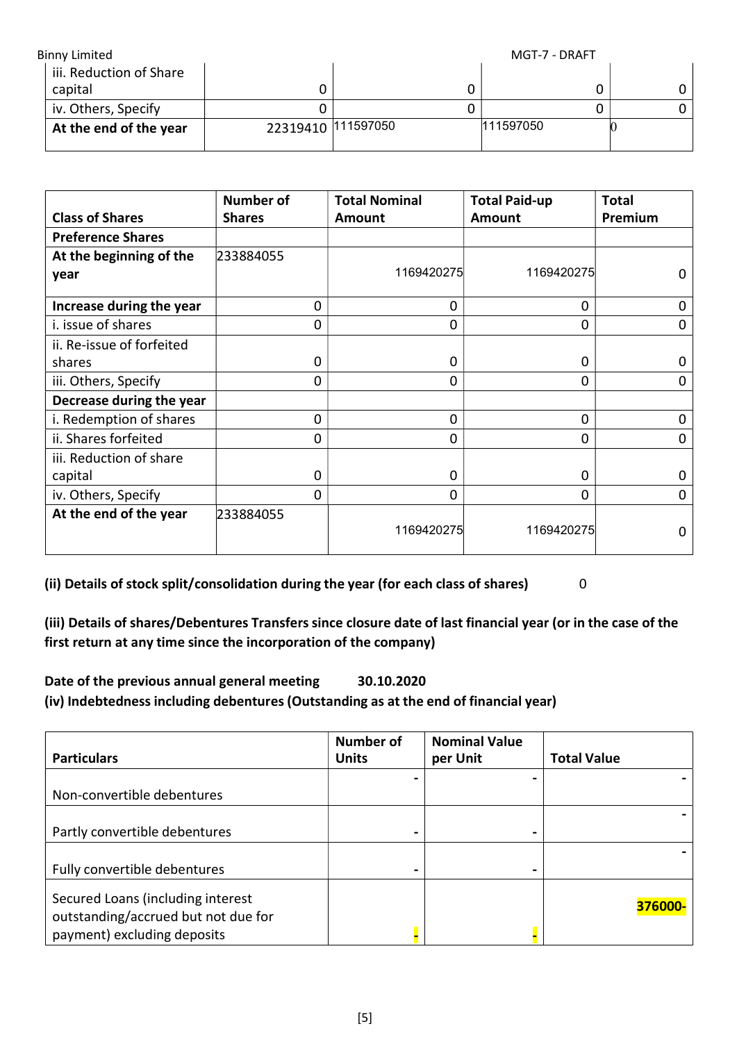| | | | | |
|---|---|---|---|---|
| iii. Reduction of Share capital | 0 | 0 | 0 | 0 |
| iv. Others, Specify | 0 | 0 | 0 | 0 |
| **At the end of the year** | 22319410 | 111597050 | 111597050 | 0 |

| Class of Shares | Number of Shares | Total Nominal Amount | Total Paid-up Amount | Total Premium |
|---|---|---|---|---|
| **Preference Shares** | | | | |
| **At the beginning of the year** | 233884055 | 1169420275 | 1169420275 | 0 |
| **Increase during the year** | 0 | 0 | 0 | 0 |
| i. issue of shares | 0 | 0 | 0 | 0 |
| ii. Re-issue of forfeited shares | 0 | 0 | 0 | 0 |
| iii. Others, Specify | 0 | 0 | 0 | 0 |
| **Decrease during the year** | | | | |
| i. Redemption of shares | 0 | 0 | 0 | 0 |
| ii. Shares forfeited | 0 | 0 | 0 | 0 |
| iii. Reduction of share capital | 0 | 0 | 0 | 0 |
| iv. Others, Specify | 0 | 0 | 0 | 0 |
| **At the end of the year** | 233884055 | 1169420275 | 1169420275 | 0 |

**(ii) Details of stock split/consolidation during the year (for each class of shares)** 0

**(iii) Details of shares/Debentures Transfers since closure date of last financial year (or in the case of the first return at any time since the incorporation of the company)**

**Date of the previous annual general meeting 30.10.2020**

**(iv) Indebtedness including debentures (Outstanding as at the end of financial year)**

| Particulars | Number of Units | Nominal Value per Unit | Total Value |
|---|---|---|---|
| Non-convertible debentures | - | - | - |
| Partly convertible debentures | - | - | - |
| Fully convertible debentures | - | - | - |
| Secured Loans (including interest outstanding/accrued but not due for payment) excluding deposits | - | - | 376000- |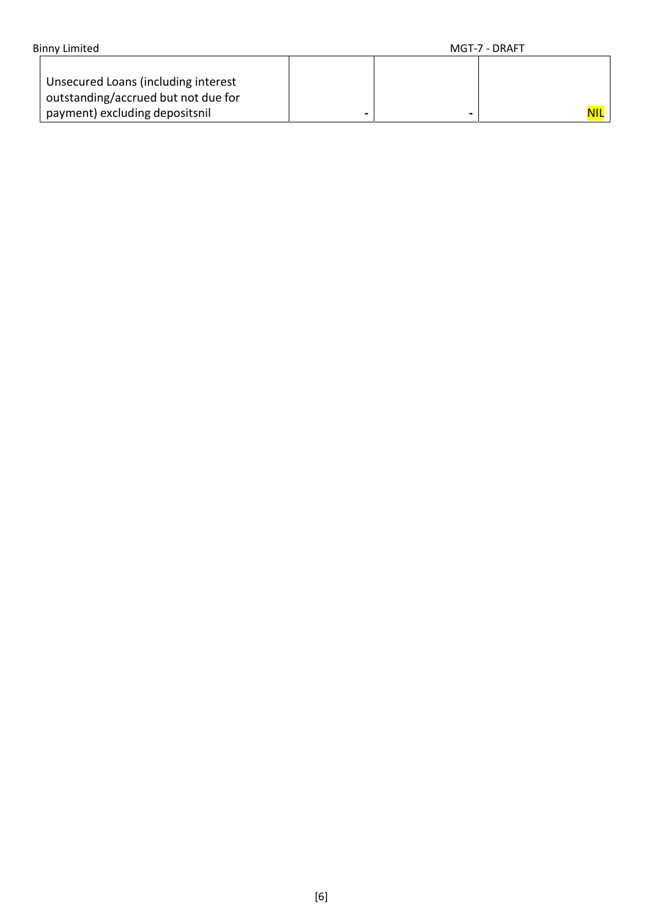| | | | |
|---|---|---|---|
| Unsecured Loans (including interest outstanding/accrued but not due for payment) excluding depositsnil | - | - | NIL |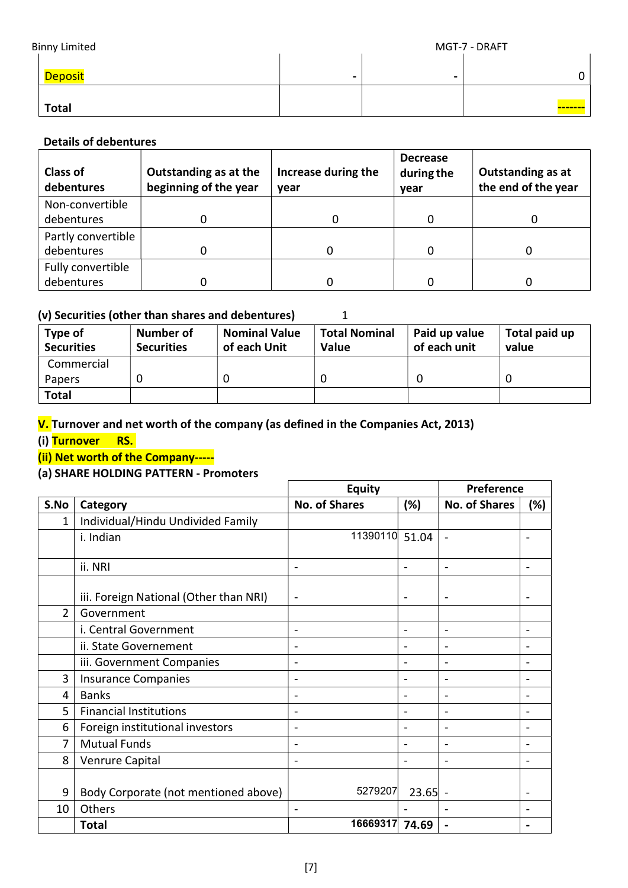| Deposit | - | - | 0 |
|---|---|---|---|
| **Total** | | | ------- |

**Details of debentures**

| Class of debentures | Outstanding as at the beginning of the year | Increase during the year | Decrease during the year | Outstanding as at the end of the year |
|---|---|---|---|---|
| Non-convertible debentures | 0 | 0 | 0 | 0 |
| Partly convertible debentures | 0 | 0 | 0 | 0 |
| Fully convertible debentures | 0 | 0 | 0 | 0 |

**(v) Securities (other than shares and debentures)** 1

| Type of Securities | Number of Securities | Nominal Value of each Unit | Total Nominal Value | Paid up value of each unit | Total paid up value |
|---|---|---|---|---|---|
| Commercial Papers | 0 | 0 | 0 | 0 | 0 |
| **Total** | | | | | |

**V. Turnover and net worth of the company (as defined in the Companies Act, 2013)**

**(i) Turnover RS.**

**(ii) Net worth of the Company-----**

**(a) SHARE HOLDING PATTERN - Promoters**

| | | Equity | | Preference | |
|---|---|---|---|---|---|
| **S.No** | **Category** | **No. of Shares** | **(%)** | **No. of Shares** | **(%)** |
| 1 | Individual/Hindu Undivided Family | | | | |
| | i. Indian | 11390110 | 51.04 | - | - |
| | ii. NRI | - | - | - | - |
| | iii. Foreign National (Other than NRI) | - | - | - | - |
| 2 | Government | | | | |
| | i. Central Government | - | - | - | - |
| | ii. State Governement | - | - | - | - |
| | iii. Government Companies | - | - | - | - |
| 3 | Insurance Companies | - | - | - | - |
| 4 | Banks | - | - | - | - |
| 5 | Financial Institutions | - | - | - | - |
| 6 | Foreign institutional investors | - | - | - | - |
| 7 | Mutual Funds | - | - | - | - |
| 8 | Venrure Capital | - | - | - | - |
| 9 | Body Corporate (not mentioned above) | 5279207 | 23.65 | - | - |
| 10 | Others | - | - | - | - |
| | **Total** | **16669317** | **74.69** | **-** | **-** |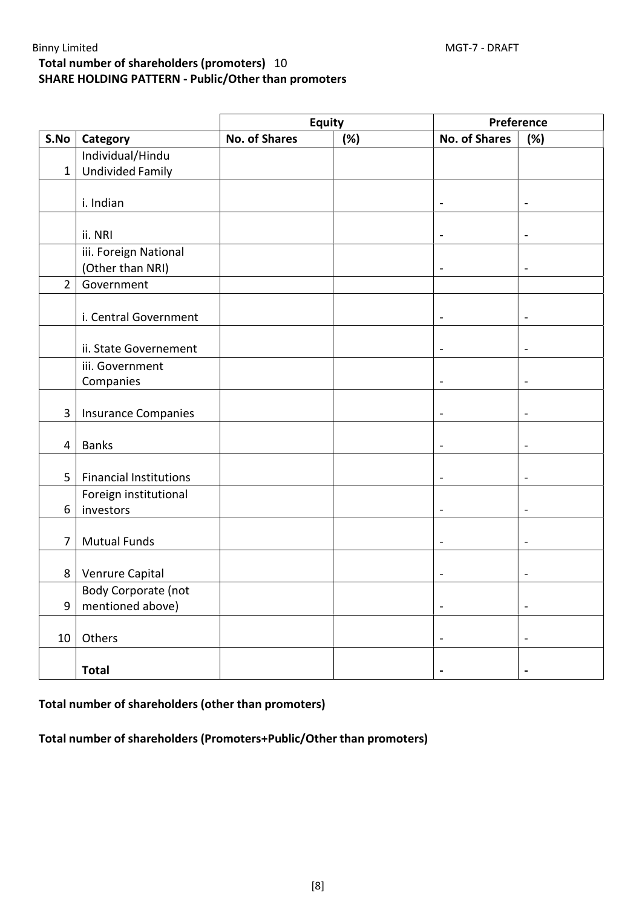**Total number of shareholders (promoters)** 10

**SHARE HOLDING PATTERN - Public/Other than promoters**

| | | Equity | | Preference | |
|---|---|---|---|---|---|
| **S.No** | **Category** | **No. of Shares** | **(%)** | **No. of Shares** | **(%)** |
| 1 | Individual/Hindu Undivided Family | | | | |
| | i. Indian | | | - | - |
| | ii. NRI | | | - | - |
| | iii. Foreign National (Other than NRI) | | | - | - |
| 2 | Government | | | | |
| | i. Central Government | | | - | - |
| | ii. State Governement | | | - | - |
| | iii. Government Companies | | | - | - |
| 3 | Insurance Companies | | | - | - |
| 4 | Banks | | | - | - |
| 5 | Financial Institutions | | | - | - |
| 6 | Foreign institutional investors | | | - | - |
| 7 | Mutual Funds | | | - | - |
| 8 | Venrure Capital | | | - | - |
| 9 | Body Corporate (not mentioned above) | | | - | - |
| 10 | Others | | | - | - |
| | **Total** | | | **-** | **-** |

**Total number of shareholders (other than promoters)**

**Total number of shareholders (Promoters+Public/Other than promoters)**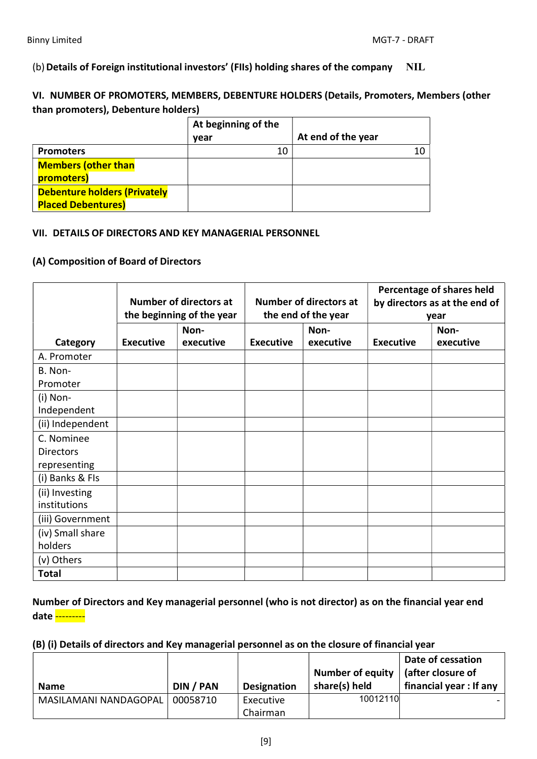(b) **Details of Foreign institutional investors' (FIIs) holding shares of the company** **NIL**

**VI. NUMBER OF PROMOTERS, MEMBERS, DEBENTURE HOLDERS (Details, Promoters, Members (other than promoters), Debenture holders)**

| | At beginning of the year | At end of the year |
|---|---|---|
| **Promoters** | 10 | 10 |
| **Members (other than promoters)** | | |
| **Debenture holders (Privately Placed Debentures)** | | |

**VII. DETAILS OF DIRECTORS AND KEY MANAGERIAL PERSONNEL**

**(A) Composition of Board of Directors**

| | Number of directors at the beginning of the year | | Number of directors at the end of the year | | Percentage of shares held by directors as at the end of year | |
|---|---|---|---|---|---|---|
| **Category** | **Executive** | **Non-executive** | **Executive** | **Non-executive** | **Executive** | **Non-executive** |
| A. Promoter | | | | | | |
| B. Non-Promoter | | | | | | |
| (i) Non-Independent | | | | | | |
| (ii) Independent | | | | | | |
| C. Nominee Directors representing | | | | | | |
| (i) Banks & FIs | | | | | | |
| (ii) Investing institutions | | | | | | |
| (iii) Government | | | | | | |
| (iv) Small share holders | | | | | | |
| (v) Others | | | | | | |
| **Total** | | | | | | |

**Number of Directors and Key managerial personnel (who is not director) as on the financial year end date** ---------

**(B) (i) Details of directors and Key managerial personnel as on the closure of financial year**

| Name | DIN / PAN | Designation | Number of equity share(s) held | Date of cessation (after closure of financial year : If any |
|---|---|---|---|---|
| MASILAMANI NANDAGOPAL | 00058710 | Executive Chairman | 10012110 | - |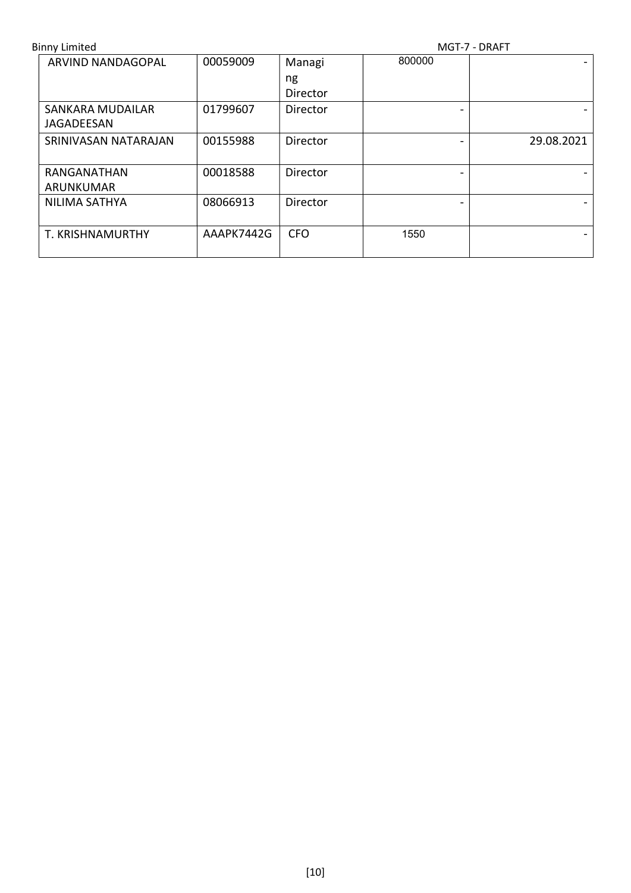| ARVIND NANDAGOPAL | 00059009 | Managing Director | 800000 | - |
|---|---|---|---|---|
| SANKARA MUDAILAR JAGADEESAN | 01799607 | Director | - | - |
| SRINIVASAN NATARAJAN | 00155988 | Director | - | 29.08.2021 |
| RANGANATHAN ARUNKUMAR | 00018588 | Director | - | - |
| NILIMA SATHYA | 08066913 | Director | - | - |
| T. KRISHNAMURTHY | AAAPK7442G | CFO | 1550 | - |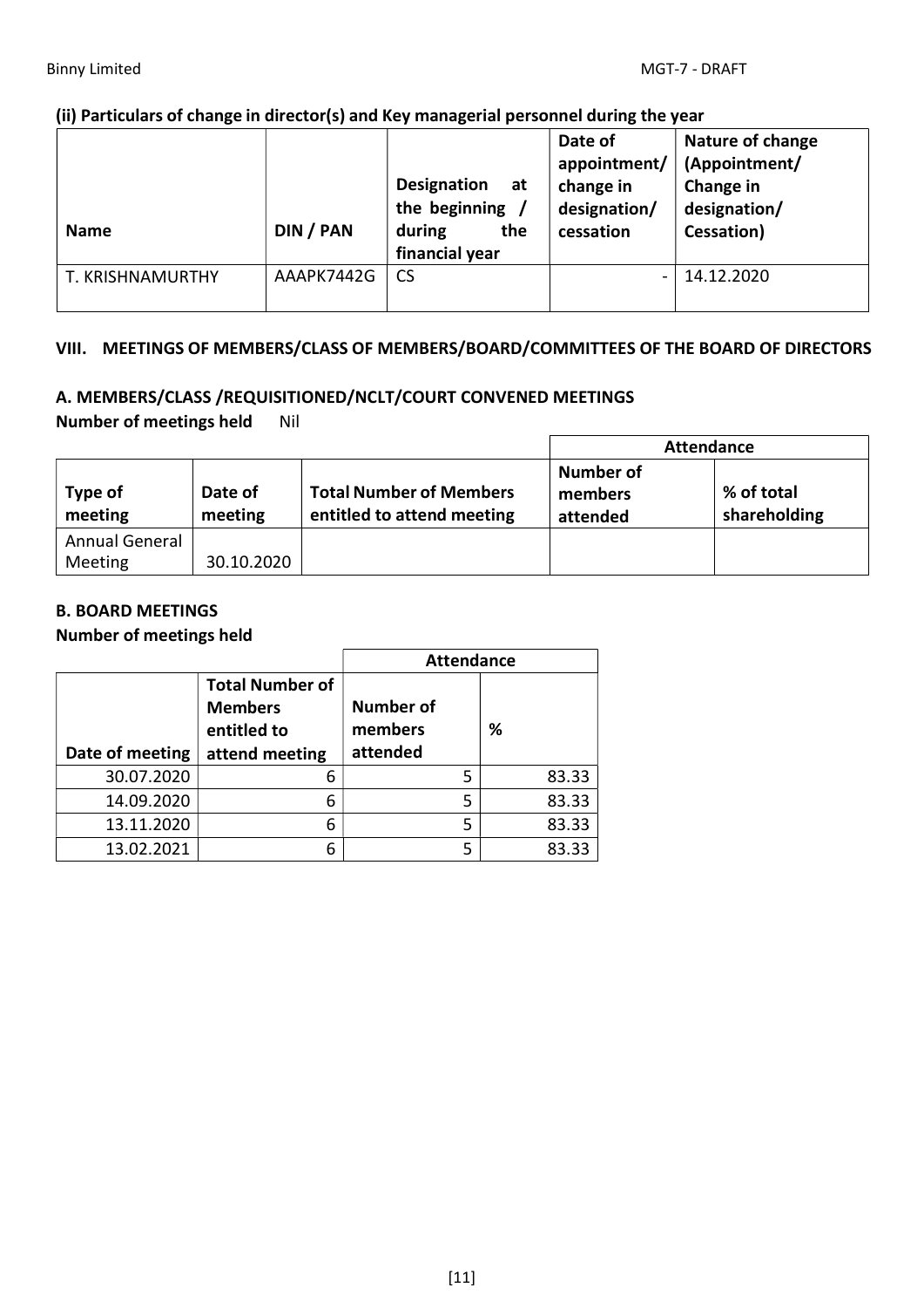#### (ii) Particulars of change in director(s) and Key managerial personnel during the year

| Name | DIN / PAN | Designation at the beginning / during the financial year | Date of appointment/ change in designation/ cessation | Nature of change (Appointment/ Change in designation/ Cessation) |
|---|---|---|---|---|
| T. KRISHNAMURTHY | AAAPK7442G | CS | - | 14.12.2020 |

### VIII. MEETINGS OF MEMBERS/CLASS OF MEMBERS/BOARD/COMMITTEES OF THE BOARD OF DIRECTORS

#### A. MEMBERS/CLASS /REQUISITIONED/NCLT/COURT CONVENED MEETINGS

**Number of meetings held** Nil

| | | | Attendance | |
|---|---|---|---|---|
| **Type of meeting** | **Date of meeting** | **Total Number of Members entitled to attend meeting** | **Number of members attended** | **% of total shareholding** |
| Annual General Meeting | 30.10.2020 | | | |

#### B. BOARD MEETINGS

**Number of meetings held**

| | | Attendance | |
|---|---|---|---|
| **Date of meeting** | **Total Number of Members entitled to attend meeting** | **Number of members attended** | **%** |
| 30.07.2020 | 6 | 5 | 83.33 |
| 14.09.2020 | 6 | 5 | 83.33 |
| 13.11.2020 | 6 | 5 | 83.33 |
| 13.02.2021 | 6 | 5 | 83.33 |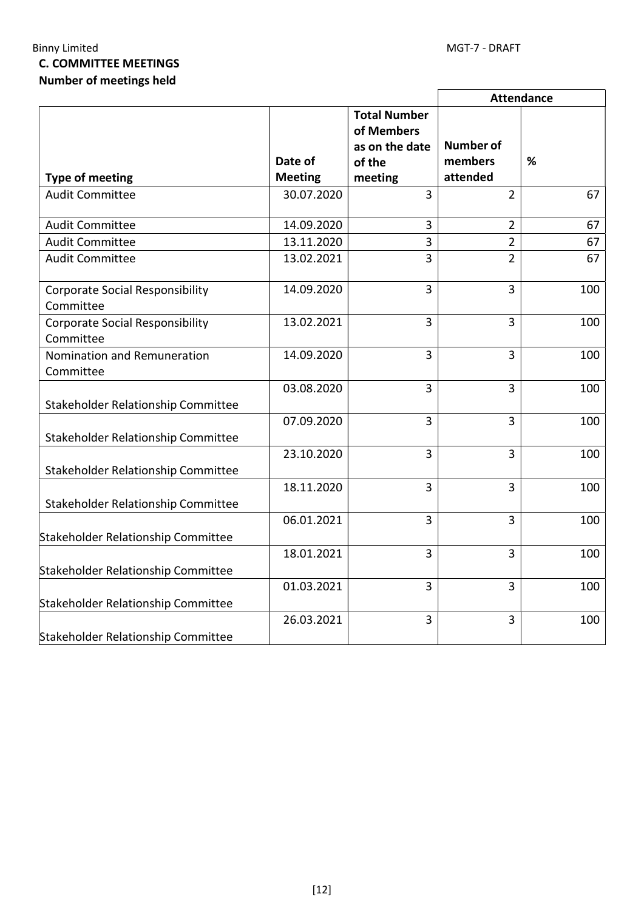## C. COMMITTEE MEETINGS

**Number of meetings held**

| Type of meeting | Date of Meeting | Total Number of Members as on the date of the meeting | Attendance | |
|---|---|---|---|---|
| | | | Number of members attended | % |
| Audit Committee | 30.07.2020 | 3 | 2 | 67 |
| Audit Committee | 14.09.2020 | 3 | 2 | 67 |
| Audit Committee | 13.11.2020 | 3 | 2 | 67 |
| Audit Committee | 13.02.2021 | 3 | 2 | 67 |
| Corporate Social Responsibility Committee | 14.09.2020 | 3 | 3 | 100 |
| Corporate Social Responsibility Committee | 13.02.2021 | 3 | 3 | 100 |
| Nomination and Remuneration Committee | 14.09.2020 | 3 | 3 | 100 |
| Stakeholder Relationship Committee | 03.08.2020 | 3 | 3 | 100 |
| Stakeholder Relationship Committee | 07.09.2020 | 3 | 3 | 100 |
| Stakeholder Relationship Committee | 23.10.2020 | 3 | 3 | 100 |
| Stakeholder Relationship Committee | 18.11.2020 | 3 | 3 | 100 |
| Stakeholder Relationship Committee | 06.01.2021 | 3 | 3 | 100 |
| Stakeholder Relationship Committee | 18.01.2021 | 3 | 3 | 100 |
| Stakeholder Relationship Committee | 01.03.2021 | 3 | 3 | 100 |
| Stakeholder Relationship Committee | 26.03.2021 | 3 | 3 | 100 |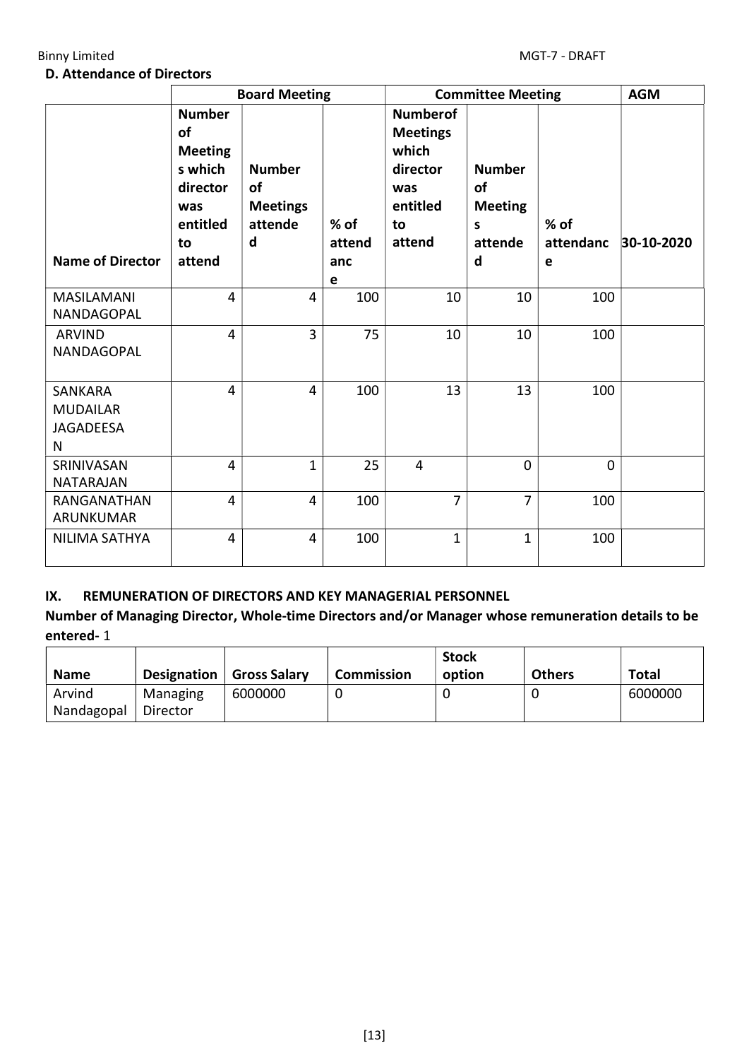### D. Attendance of Directors

| | Board Meeting | | | Committee Meeting | | | AGM |
|---|---|---|---|---|---|---|---|
| Name of Director | Number of Meetings which director was entitled to attend | Number of Meetings attended | % of attendance | Numberof Meetings which director was entitled to attend | Number of Meetings attended | % of attendance | 30-10-2020 |
| MASILAMANI NANDAGOPAL | 4 | 4 | 100 | 10 | 10 | 100 | |
| ARVIND NANDAGOPAL | 4 | 3 | 75 | 10 | 10 | 100 | |
| SANKARA MUDAILAR JAGADEESAN | 4 | 4 | 100 | 13 | 13 | 100 | |
| SRINIVASAN NATARAJAN | 4 | 1 | 25 | 4 | 0 | 0 | |
| RANGANATHAN ARUNKUMAR | 4 | 4 | 100 | 7 | 7 | 100 | |
| NILIMA SATHYA | 4 | 4 | 100 | 1 | 1 | 100 | |

## IX. REMUNERATION OF DIRECTORS AND KEY MANAGERIAL PERSONNEL

**Number of Managing Director, Whole-time Directors and/or Manager whose remuneration details to be entered-** 1

| Name | Designation | Gross Salary | Commission | Stock option | Others | Total |
|---|---|---|---|---|---|---|
| Arvind Nandagopal | Managing Director | 6000000 | 0 | 0 | 0 | 6000000 |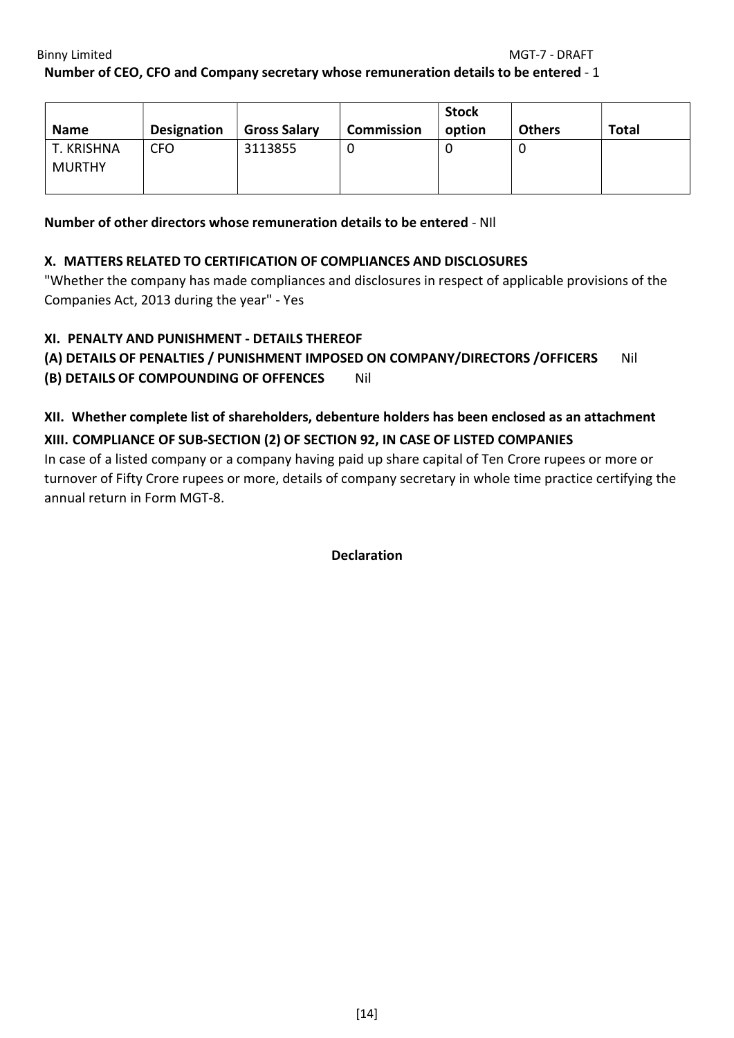**Number of CEO, CFO and Company secretary whose remuneration details to be entered** - 1

| Name | Designation | Gross Salary | Commission | Stock option | Others | Total |
|---|---|---|---|---|---|---|
| T. KRISHNA MURTHY | CFO | 3113855 | 0 | 0 | 0 | |

**Number of other directors whose remuneration details to be entered** - NIl

## X. MATTERS RELATED TO CERTIFICATION OF COMPLIANCES AND DISCLOSURES

"Whether the company has made compliances and disclosures in respect of applicable provisions of the Companies Act, 2013 during the year" - Yes

## XI. PENALTY AND PUNISHMENT - DETAILS THEREOF

**(A) DETAILS OF PENALTIES / PUNISHMENT IMPOSED ON COMPANY/DIRECTORS /OFFICERS** Nil

**(B) DETAILS OF COMPOUNDING OF OFFENCES** Nil

## XII. Whether complete list of shareholders, debenture holders has been enclosed as an attachment

## XIII. COMPLIANCE OF SUB-SECTION (2) OF SECTION 92, IN CASE OF LISTED COMPANIES

In case of a listed company or a company having paid up share capital of Ten Crore rupees or more or turnover of Fifty Crore rupees or more, details of company secretary in whole time practice certifying the annual return in Form MGT-8.

**Declaration**